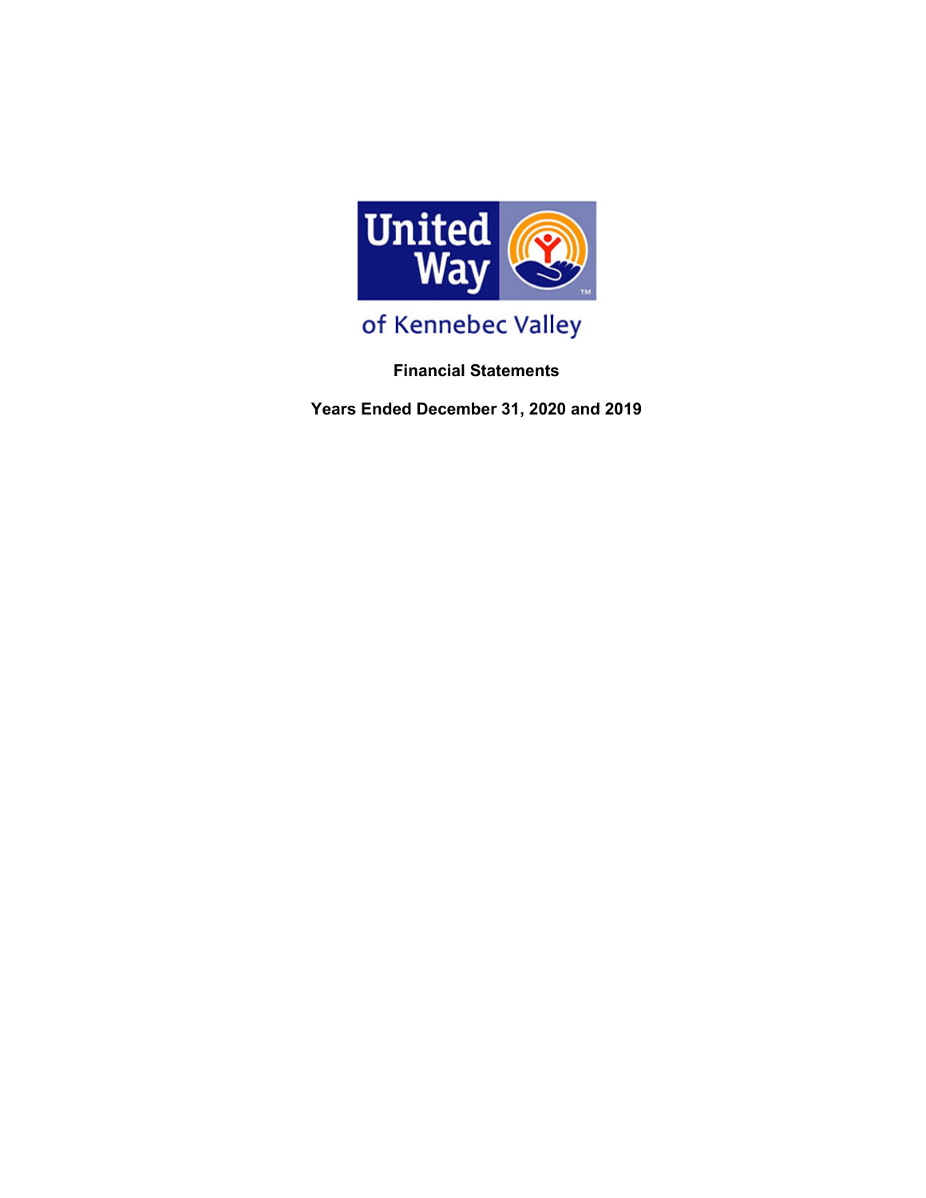United Way

of Kennebec Valley

**Financial Statements**

**Years Ended December 31, 2020 and 2019**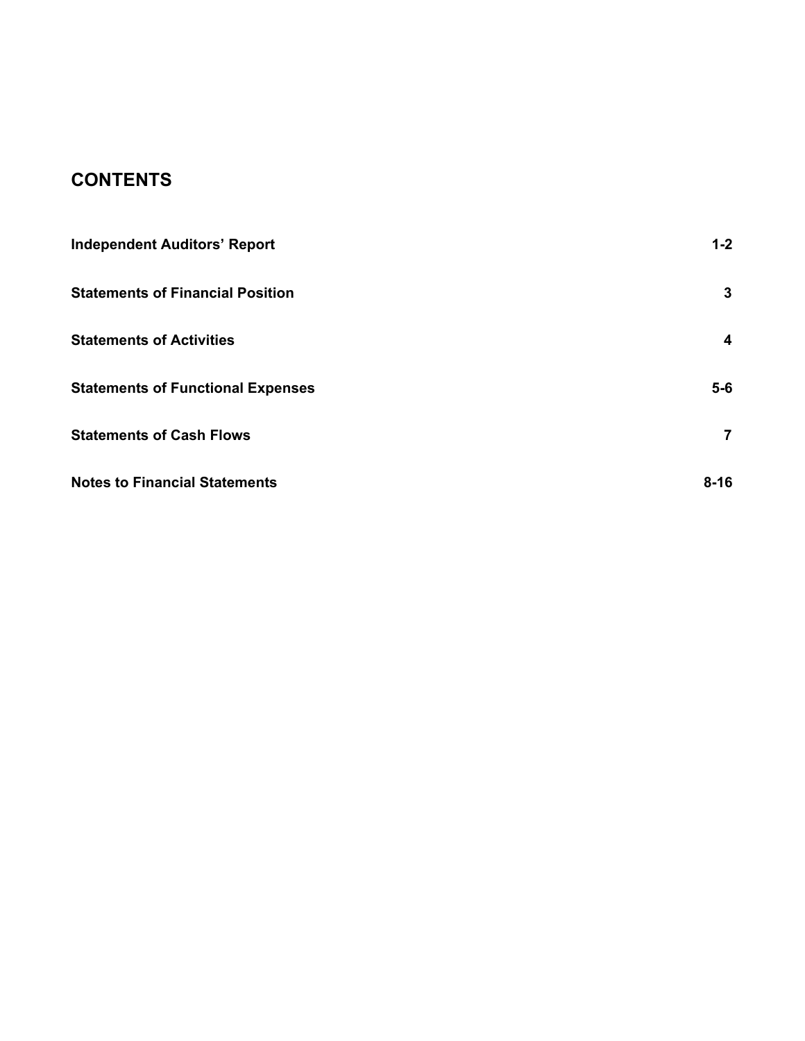## CONTENTS

| | |
|---|---|
| **Independent Auditors' Report** | **1-2** |
| **Statements of Financial Position** | **3** |
| **Statements of Activities** | **4** |
| **Statements of Functional Expenses** | **5-6** |
| **Statements of Cash Flows** | **7** |
| **Notes to Financial Statements** | **8-16** |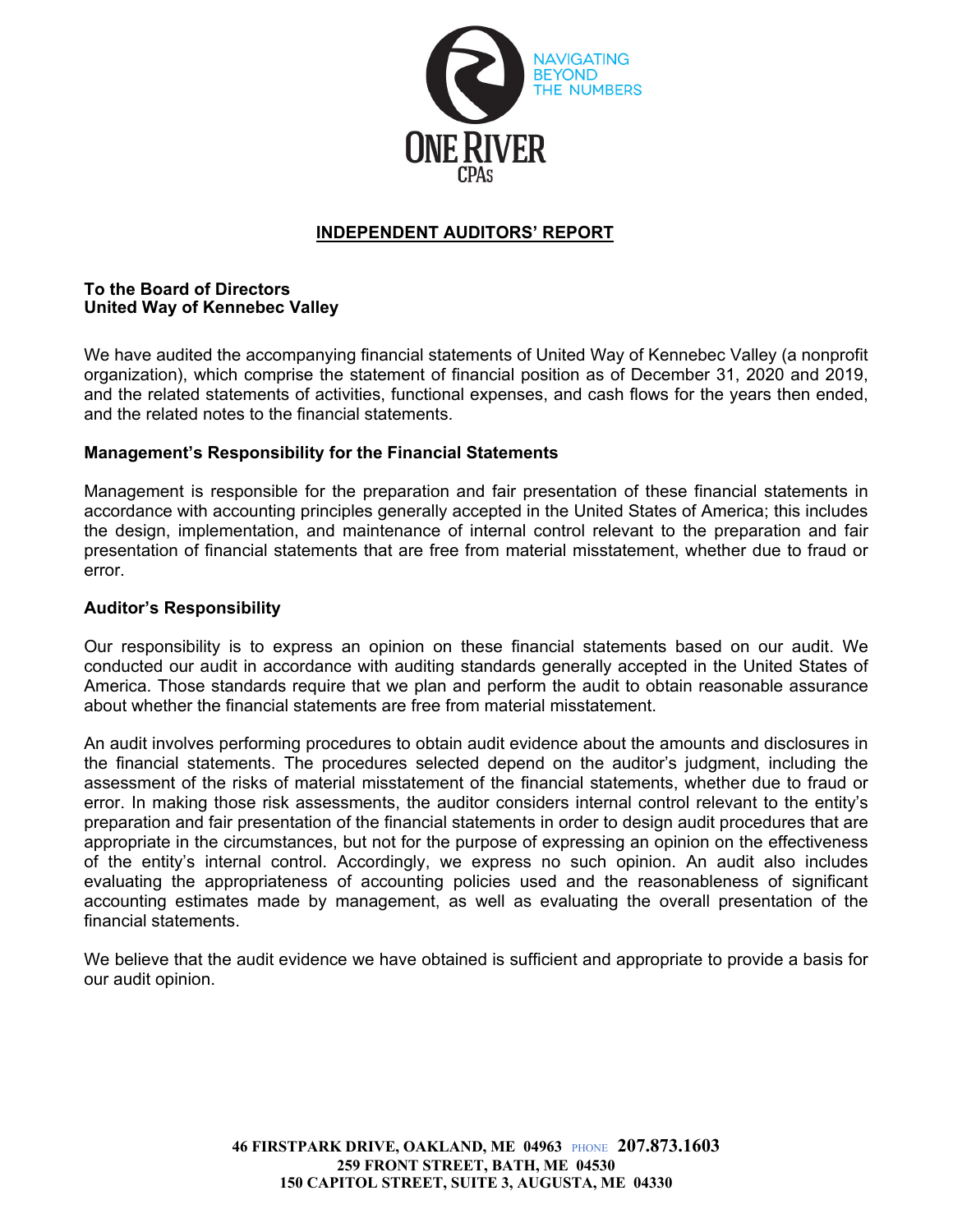ONE RIVER CPAs

NAVIGATING BEYOND THE NUMBERS

## INDEPENDENT AUDITORS' REPORT

**To the Board of Directors**
**United Way of Kennebec Valley**

We have audited the accompanying financial statements of United Way of Kennebec Valley (a nonprofit organization), which comprise the statement of financial position as of December 31, 2020 and 2019, and the related statements of activities, functional expenses, and cash flows for the years then ended, and the related notes to the financial statements.

### Management's Responsibility for the Financial Statements

Management is responsible for the preparation and fair presentation of these financial statements in accordance with accounting principles generally accepted in the United States of America; this includes the design, implementation, and maintenance of internal control relevant to the preparation and fair presentation of financial statements that are free from material misstatement, whether due to fraud or error.

### Auditor's Responsibility

Our responsibility is to express an opinion on these financial statements based on our audit. We conducted our audit in accordance with auditing standards generally accepted in the United States of America. Those standards require that we plan and perform the audit to obtain reasonable assurance about whether the financial statements are free from material misstatement.

An audit involves performing procedures to obtain audit evidence about the amounts and disclosures in the financial statements. The procedures selected depend on the auditor's judgment, including the assessment of the risks of material misstatement of the financial statements, whether due to fraud or error. In making those risk assessments, the auditor considers internal control relevant to the entity's preparation and fair presentation of the financial statements in order to design audit procedures that are appropriate in the circumstances, but not for the purpose of expressing an opinion on the effectiveness of the entity's internal control. Accordingly, we express no such opinion. An audit also includes evaluating the appropriateness of accounting policies used and the reasonableness of significant accounting estimates made by management, as well as evaluating the overall presentation of the financial statements.

We believe that the audit evidence we have obtained is sufficient and appropriate to provide a basis for our audit opinion.

46 FIRSTPARK DRIVE, OAKLAND, ME 04963 PHONE 207.873.1603
259 FRONT STREET, BATH, ME 04530
150 CAPITOL STREET, SUITE 3, AUGUSTA, ME 04330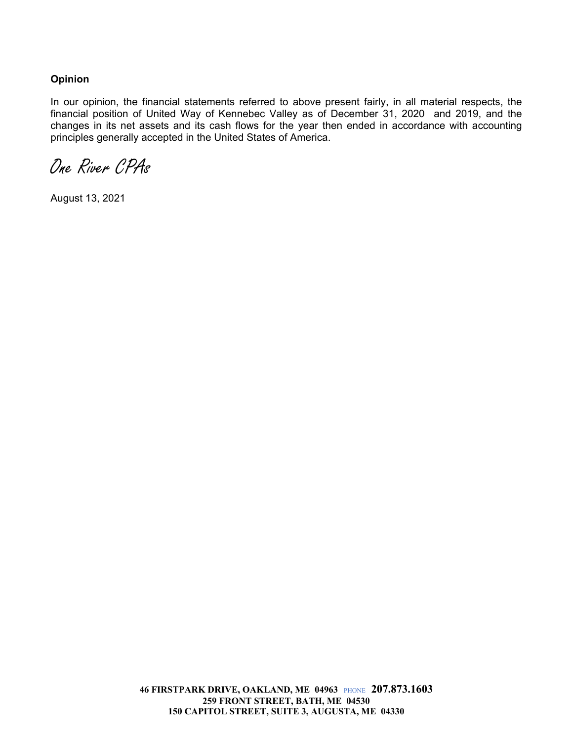**Opinion**

In our opinion, the financial statements referred to above present fairly, in all material respects, the financial position of United Way of Kennebec Valley as of December 31, 2020  and 2019, and the changes in its net assets and its cash flows for the year then ended in accordance with accounting principles generally accepted in the United States of America.

*One River CPAs*

August 13, 2021

**46 FIRSTPARK DRIVE, OAKLAND, ME 04963** PHONE **207.873.1603**
**259 FRONT STREET, BATH, ME 04530**
**150 CAPITOL STREET, SUITE 3, AUGUSTA, ME 04330**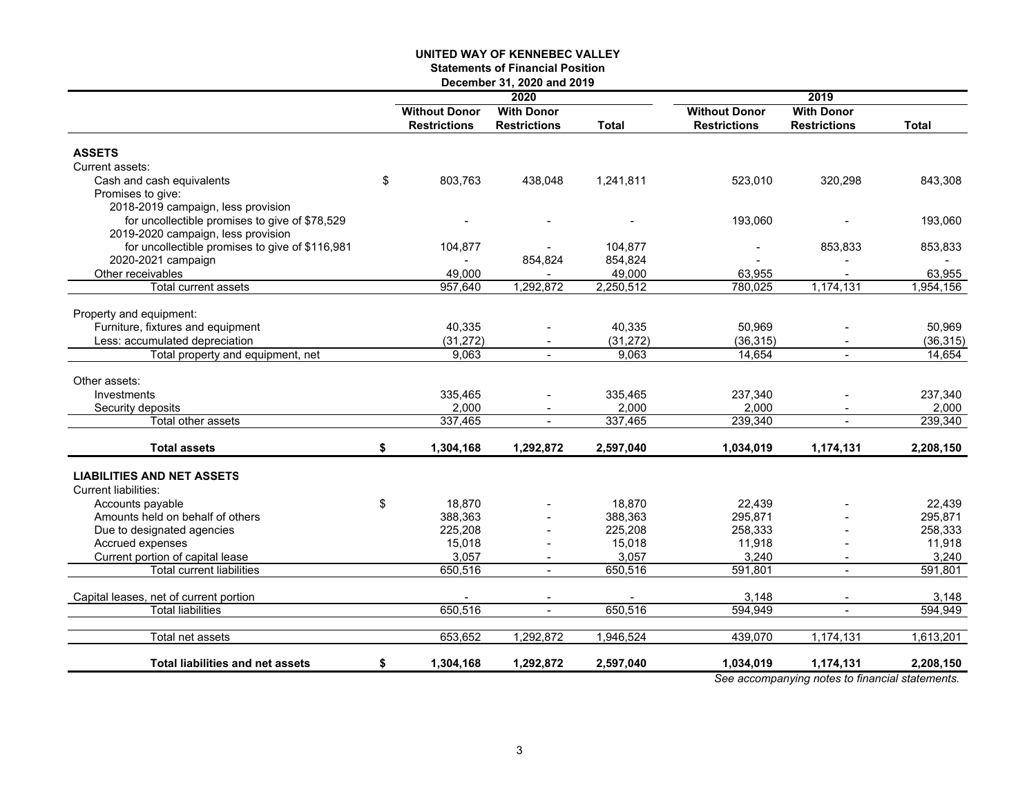# UNITED WAY OF KENNEBEC VALLEY

## Statements of Financial Position

### December 31, 2020 and 2019

| | | 2020 | | | 2019 | | |
|---|---|---|---|---|---|---|---|
| | | Without Donor Restrictions | With Donor Restrictions | Total | Without Donor Restrictions | With Donor Restrictions | Total |
| **ASSETS** | | | | | | | |
| Current assets: | | | | | | | |
| Cash and cash equivalents | $ | 803,763 | 438,048 | 1,241,811 | 523,010 | 320,298 | 843,308 |
| Promises to give: | | | | | | | |
| 2018-2019 campaign, less provision for uncollectible promises to give of $78,529 | | - | - | - | 193,060 | - | 193,060 |
| 2019-2020 campaign, less provision for uncollectible promises to give of $116,981 | | 104,877 | - | 104,877 | - | 853,833 | 853,833 |
| 2020-2021 campaign | | - | 854,824 | 854,824 | - | - | - |
| Other receivables | | 49,000 | - | 49,000 | 63,955 | - | 63,955 |
| Total current assets | | 957,640 | 1,292,872 | 2,250,512 | 780,025 | 1,174,131 | 1,954,156 |
| Property and equipment: | | | | | | | |
| Furniture, fixtures and equipment | | 40,335 | - | 40,335 | 50,969 | - | 50,969 |
| Less: accumulated depreciation | | (31,272) | - | (31,272) | (36,315) | - | (36,315) |
| Total property and equipment, net | | 9,063 | - | 9,063 | 14,654 | - | 14,654 |
| Other assets: | | | | | | | |
| Investments | | 335,465 | - | 335,465 | 237,340 | - | 237,340 |
| Security deposits | | 2,000 | - | 2,000 | 2,000 | - | 2,000 |
| Total other assets | | 337,465 | - | 337,465 | 239,340 | - | 239,340 |
| **Total assets** | **$** | **1,304,168** | **1,292,872** | **2,597,040** | **1,034,019** | **1,174,131** | **2,208,150** |
| **LIABILITIES AND NET ASSETS** | | | | | | | |
| Current liabilities: | | | | | | | |
| Accounts payable | $ | 18,870 | - | 18,870 | 22,439 | - | 22,439 |
| Amounts held on behalf of others | | 388,363 | - | 388,363 | 295,871 | - | 295,871 |
| Due to designated agencies | | 225,208 | - | 225,208 | 258,333 | - | 258,333 |
| Accrued expenses | | 15,018 | - | 15,018 | 11,918 | - | 11,918 |
| Current portion of capital lease | | 3,057 | - | 3,057 | 3,240 | - | 3,240 |
| Total current liabilities | | 650,516 | - | 650,516 | 591,801 | - | 591,801 |
| Capital leases, net of current portion | | - | - | - | 3,148 | - | 3,148 |
| Total liabilities | | 650,516 | - | 650,516 | 594,949 | - | 594,949 |
| Total net assets | | 653,652 | 1,292,872 | 1,946,524 | 439,070 | 1,174,131 | 1,613,201 |
| **Total liabilities and net assets** | **$** | **1,304,168** | **1,292,872** | **2,597,040** | **1,034,019** | **1,174,131** | **2,208,150** |

*See accompanying notes to financial statements.*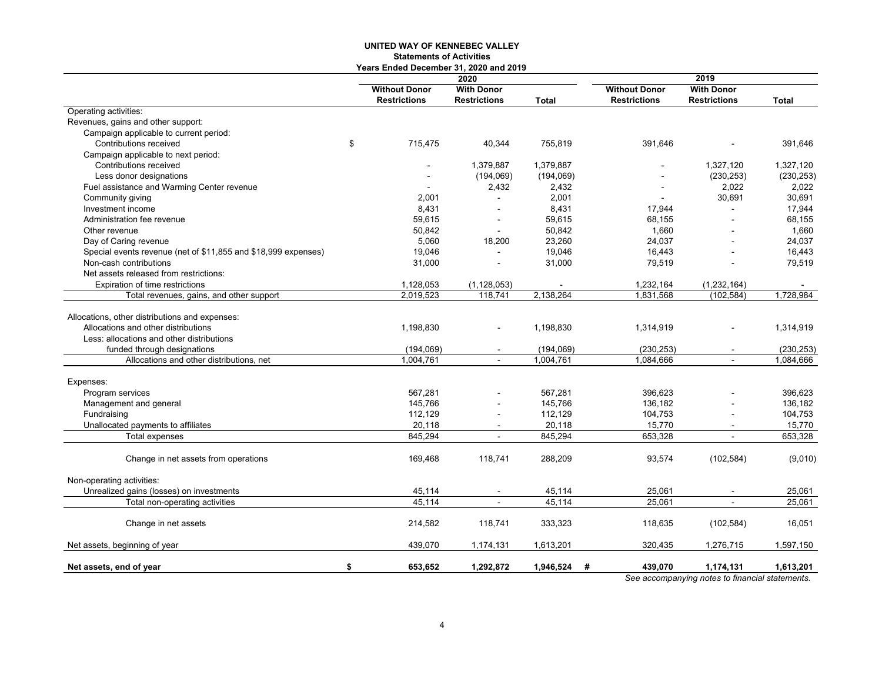# UNITED WAY OF KENNEBEC VALLEY

## Statements of Activities

### Years Ended December 31, 2020 and 2019

| | 2020 | | | 2019 | | |
|---|---|---|---|---|---|---|
| | **Without Donor Restrictions** | **With Donor Restrictions** | **Total** | **Without Donor Restrictions** | **With Donor Restrictions** | **Total** |
| Operating activities: | | | | | | |
| Revenues, gains and other support: | | | | | | |
| Campaign applicable to current period: | | | | | | |
| Contributions received | $ 715,475 | 40,344 | 755,819 | 391,646 | - | 391,646 |
| Campaign applicable to next period: | | | | | | |
| Contributions received | - | 1,379,887 | 1,379,887 | - | 1,327,120 | 1,327,120 |
| Less donor designations | - | (194,069) | (194,069) | - | (230,253) | (230,253) |
| Fuel assistance and Warming Center revenue | - | 2,432 | 2,432 | - | 2,022 | 2,022 |
| Community giving | 2,001 | - | 2,001 | - | 30,691 | 30,691 |
| Investment income | 8,431 | - | 8,431 | 17,944 | - | 17,944 |
| Administration fee revenue | 59,615 | - | 59,615 | 68,155 | - | 68,155 |
| Other revenue | 50,842 | - | 50,842 | 1,660 | - | 1,660 |
| Day of Caring revenue | 5,060 | 18,200 | 23,260 | 24,037 | - | 24,037 |
| Special events revenue (net of $11,855 and $18,999 expenses) | 19,046 | - | 19,046 | 16,443 | - | 16,443 |
| Non-cash contributions | 31,000 | - | 31,000 | 79,519 | - | 79,519 |
| Net assets released from restrictions: | | | | | | |
| Expiration of time restrictions | 1,128,053 | (1,128,053) | - | 1,232,164 | (1,232,164) | - |
| Total revenues, gains, and other support | 2,019,523 | 118,741 | 2,138,264 | 1,831,568 | (102,584) | 1,728,984 |
| | | | | | | |
| Allocations, other distributions and expenses: | | | | | | |
| Allocations and other distributions | 1,198,830 | - | 1,198,830 | 1,314,919 | - | 1,314,919 |
| Less: allocations and other distributions funded through designations | (194,069) | - | (194,069) | (230,253) | - | (230,253) |
| Allocations and other distributions, net | 1,004,761 | - | 1,004,761 | 1,084,666 | - | 1,084,666 |
| | | | | | | |
| Expenses: | | | | | | |
| Program services | 567,281 | - | 567,281 | 396,623 | - | 396,623 |
| Management and general | 145,766 | - | 145,766 | 136,182 | - | 136,182 |
| Fundraising | 112,129 | - | 112,129 | 104,753 | - | 104,753 |
| Unallocated payments to affiliates | 20,118 | - | 20,118 | 15,770 | - | 15,770 |
| Total expenses | 845,294 | - | 845,294 | 653,328 | - | 653,328 |
| | | | | | | |
| Change in net assets from operations | 169,468 | 118,741 | 288,209 | 93,574 | (102,584) | (9,010) |
| | | | | | | |
| Non-operating activities: | | | | | | |
| Unrealized gains (losses) on investments | 45,114 | - | 45,114 | 25,061 | - | 25,061 |
| Total non-operating activities | 45,114 | - | 45,114 | 25,061 | - | 25,061 |
| | | | | | | |
| Change in net assets | 214,582 | 118,741 | 333,323 | 118,635 | (102,584) | 16,051 |
| | | | | | | |
| Net assets, beginning of year | 439,070 | 1,174,131 | 1,613,201 | 320,435 | 1,276,715 | 1,597,150 |
| | | | | | | |
| **Net assets, end of year** | **$ 653,652** | **1,292,872** | **1,946,524** | **439,070** | **1,174,131** | **1,613,201** |

*See accompanying notes to financial statements.*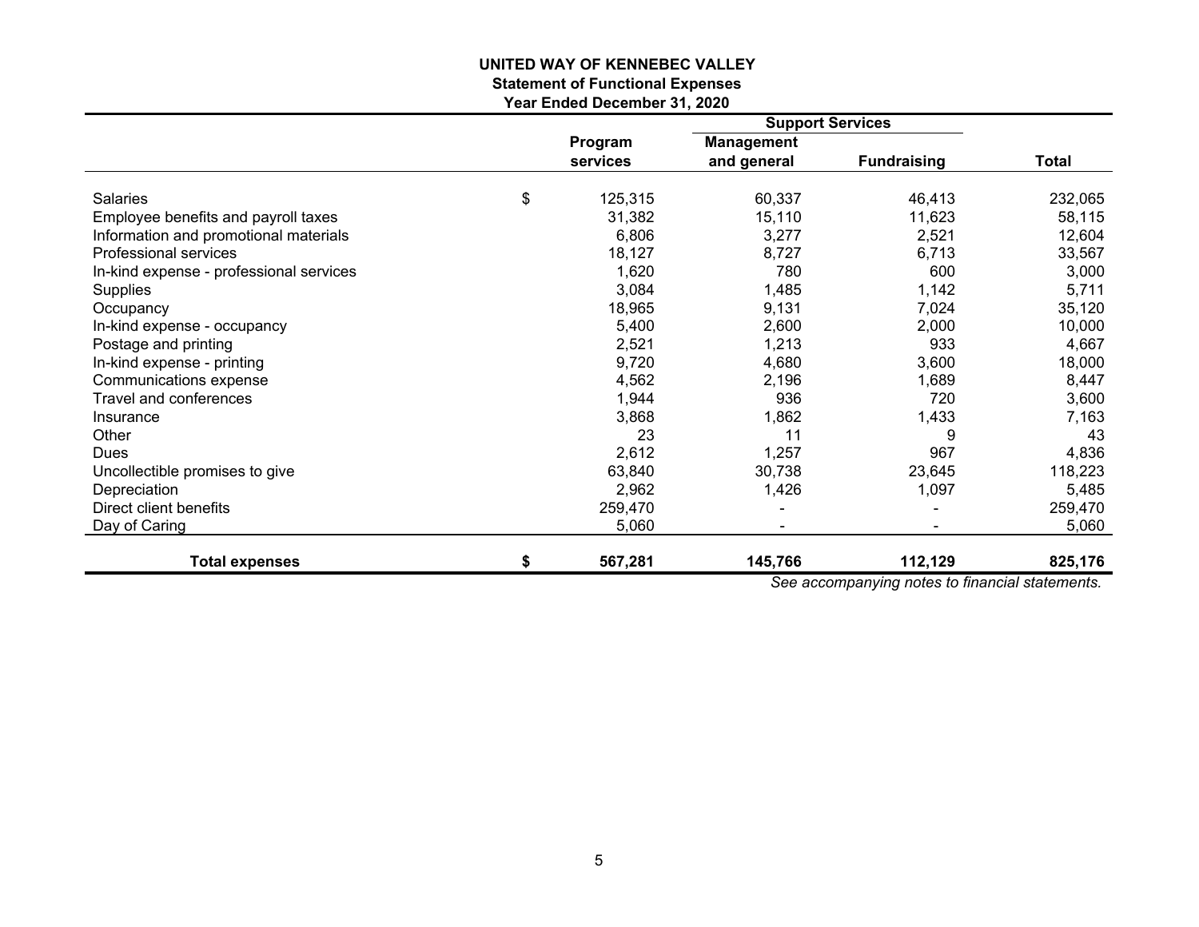**UNITED WAY OF KENNEBEC VALLEY**
**Statement of Functional Expenses**
**Year Ended December 31, 2020**

| | Program services | Support Services | | Total |
|---|---|---|---|---|
| | | Management and general | Fundraising | |
| Salaries | $ 125,315 | 60,337 | 46,413 | 232,065 |
| Employee benefits and payroll taxes | 31,382 | 15,110 | 11,623 | 58,115 |
| Information and promotional materials | 6,806 | 3,277 | 2,521 | 12,604 |
| Professional services | 18,127 | 8,727 | 6,713 | 33,567 |
| In-kind expense - professional services | 1,620 | 780 | 600 | 3,000 |
| Supplies | 3,084 | 1,485 | 1,142 | 5,711 |
| Occupancy | 18,965 | 9,131 | 7,024 | 35,120 |
| In-kind expense - occupancy | 5,400 | 2,600 | 2,000 | 10,000 |
| Postage and printing | 2,521 | 1,213 | 933 | 4,667 |
| In-kind expense - printing | 9,720 | 4,680 | 3,600 | 18,000 |
| Communications expense | 4,562 | 2,196 | 1,689 | 8,447 |
| Travel and conferences | 1,944 | 936 | 720 | 3,600 |
| Insurance | 3,868 | 1,862 | 1,433 | 7,163 |
| Other | 23 | 11 | 9 | 43 |
| Dues | 2,612 | 1,257 | 967 | 4,836 |
| Uncollectible promises to give | 63,840 | 30,738 | 23,645 | 118,223 |
| Depreciation | 2,962 | 1,426 | 1,097 | 5,485 |
| Direct client benefits | 259,470 | - | - | 259,470 |
| Day of Caring | 5,060 | - | - | 5,060 |
| **Total expenses** | **$ 567,281** | **145,766** | **112,129** | **825,176** |

*See accompanying notes to financial statements.*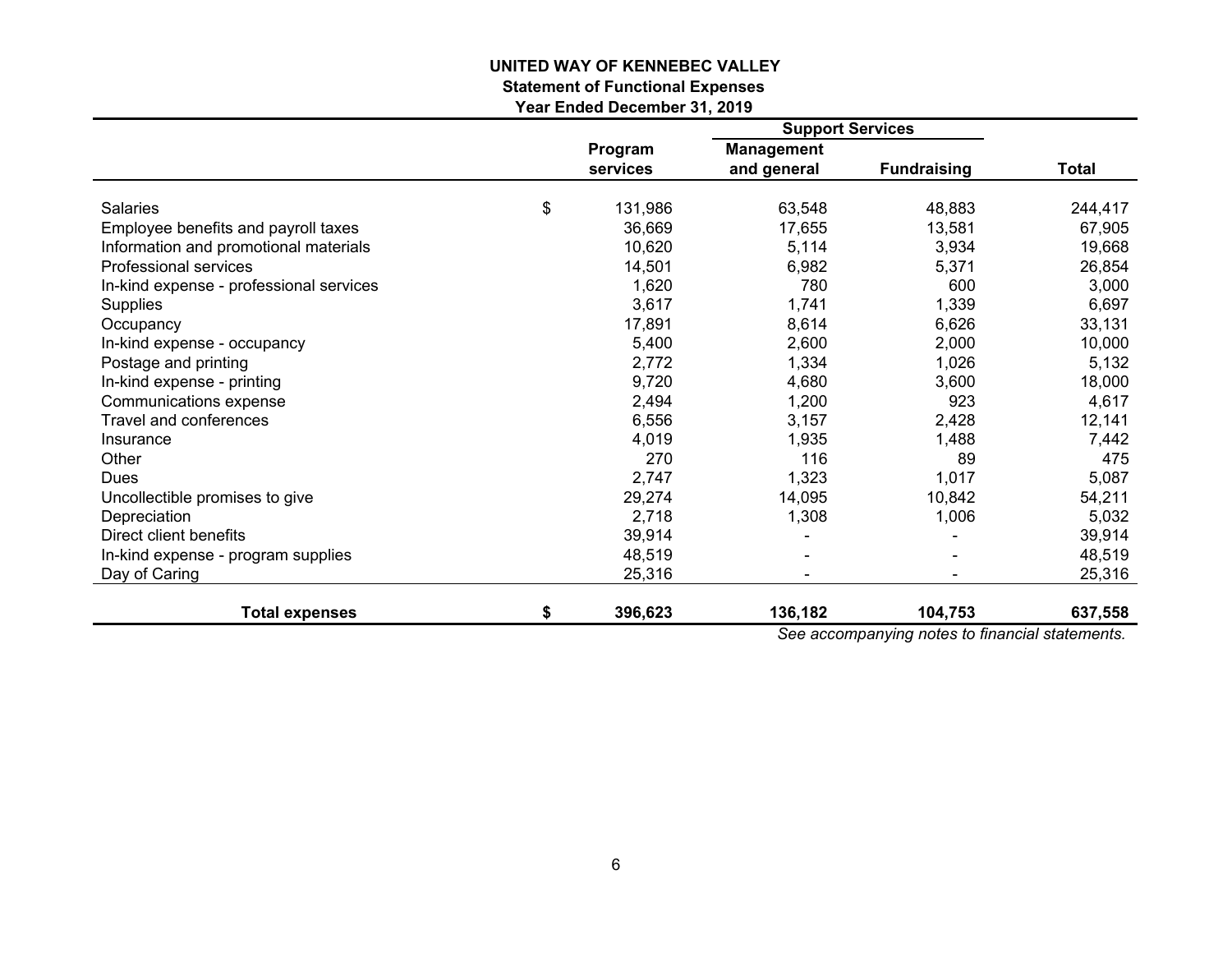# UNITED WAY OF KENNEBEC VALLEY

## Statement of Functional Expenses

### Year Ended December 31, 2019

| | | Support Services | | |
|---|---|---|---|---|
| | Program services | Management and general | Fundraising | Total |
| Salaries | $ 131,986 | 63,548 | 48,883 | 244,417 |
| Employee benefits and payroll taxes | 36,669 | 17,655 | 13,581 | 67,905 |
| Information and promotional materials | 10,620 | 5,114 | 3,934 | 19,668 |
| Professional services | 14,501 | 6,982 | 5,371 | 26,854 |
| In-kind expense - professional services | 1,620 | 780 | 600 | 3,000 |
| Supplies | 3,617 | 1,741 | 1,339 | 6,697 |
| Occupancy | 17,891 | 8,614 | 6,626 | 33,131 |
| In-kind expense - occupancy | 5,400 | 2,600 | 2,000 | 10,000 |
| Postage and printing | 2,772 | 1,334 | 1,026 | 5,132 |
| In-kind expense - printing | 9,720 | 4,680 | 3,600 | 18,000 |
| Communications expense | 2,494 | 1,200 | 923 | 4,617 |
| Travel and conferences | 6,556 | 3,157 | 2,428 | 12,141 |
| Insurance | 4,019 | 1,935 | 1,488 | 7,442 |
| Other | 270 | 116 | 89 | 475 |
| Dues | 2,747 | 1,323 | 1,017 | 5,087 |
| Uncollectible promises to give | 29,274 | 14,095 | 10,842 | 54,211 |
| Depreciation | 2,718 | 1,308 | 1,006 | 5,032 |
| Direct client benefits | 39,914 | - | - | 39,914 |
| In-kind expense - program supplies | 48,519 | - | - | 48,519 |
| Day of Caring | 25,316 | - | - | 25,316 |
| **Total expenses** | **$ 396,623** | **136,182** | **104,753** | **637,558** |

*See accompanying notes to financial statements.*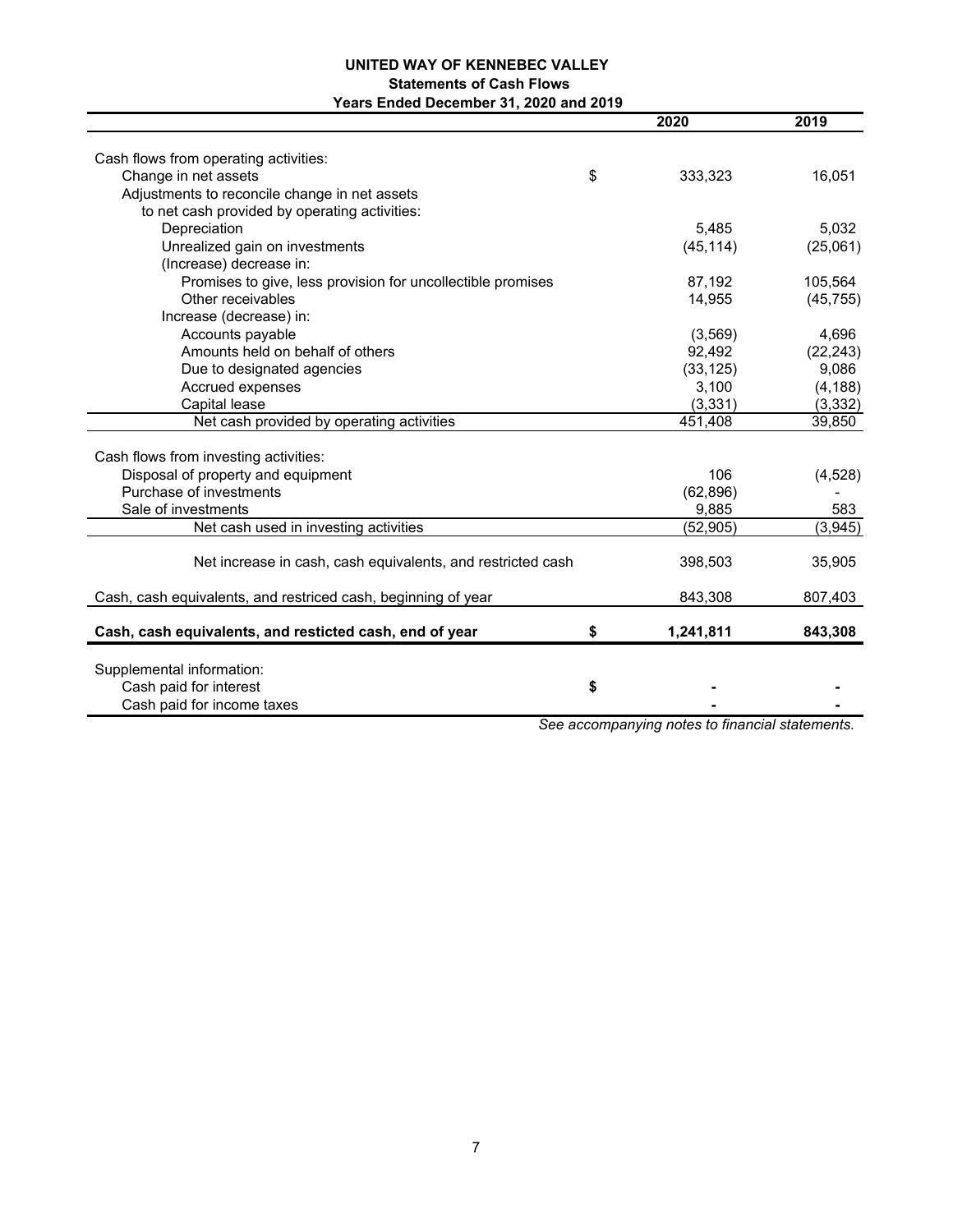**UNITED WAY OF KENNEBEC VALLEY**

**Statements of Cash Flows**

**Years Ended December 31, 2020 and 2019**

| | | 2020 | 2019 |
|---|---|---|---|
| Cash flows from operating activities: | | | |
| Change in net assets | $ | 333,323 | 16,051 |
| Adjustments to reconcile change in net assets to net cash provided by operating activities: | | | |
| Depreciation | | 5,485 | 5,032 |
| Unrealized gain on investments | | (45,114) | (25,061) |
| (Increase) decrease in: | | | |
| Promises to give, less provision for uncollectible promises | | 87,192 | 105,564 |
| Other receivables | | 14,955 | (45,755) |
| Increase (decrease) in: | | | |
| Accounts payable | | (3,569) | 4,696 |
| Amounts held on behalf of others | | 92,492 | (22,243) |
| Due to designated agencies | | (33,125) | 9,086 |
| Accrued expenses | | 3,100 | (4,188) |
| Capital lease | | (3,331) | (3,332) |
| Net cash provided by operating activities | | 451,408 | 39,850 |
| Cash flows from investing activities: | | | |
| Disposal of property and equipment | | 106 | (4,528) |
| Purchase of investments | | (62,896) | - |
| Sale of investments | | 9,885 | 583 |
| Net cash used in investing activities | | (52,905) | (3,945) |
| Net increase in cash, cash equivalents, and restricted cash | | 398,503 | 35,905 |
| Cash, cash equivalents, and restriced cash, beginning of year | | 843,308 | 807,403 |
| **Cash, cash equivalents, and resticted cash, end of year** | **$** | **1,241,811** | **843,308** |
| Supplemental information: | | | |
| Cash paid for interest | $ | - | - |
| Cash paid for income taxes | | - | - |

*See accompanying notes to financial statements.*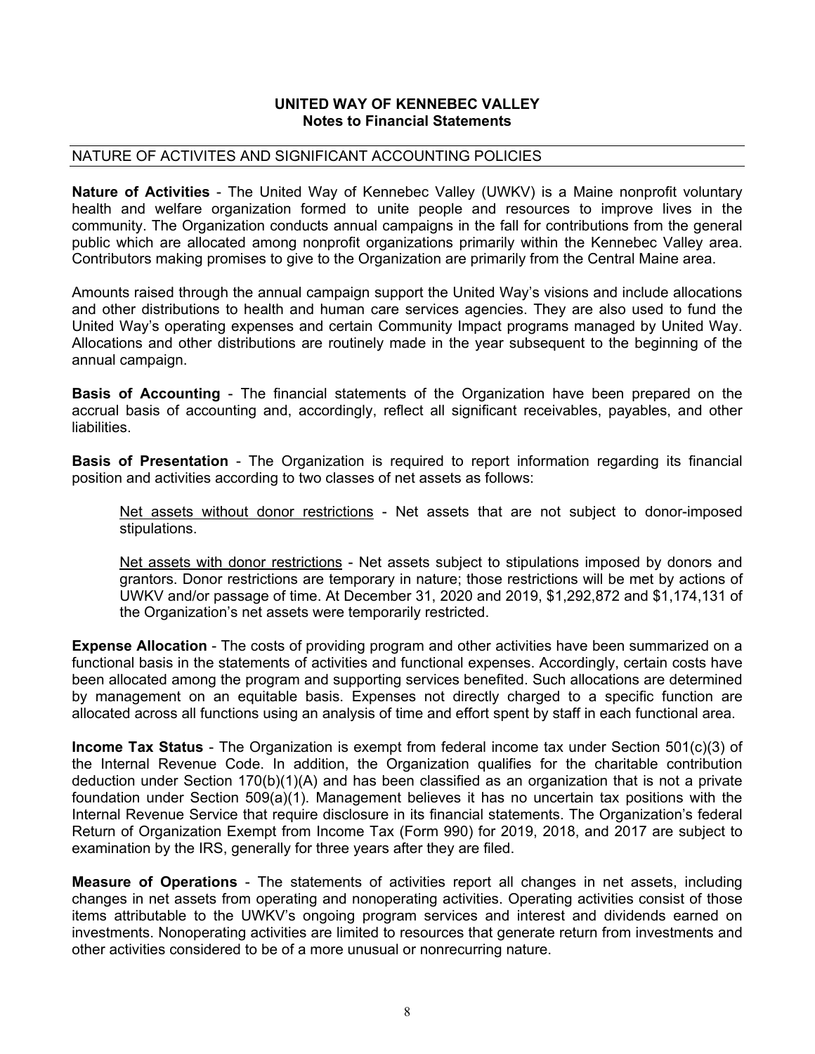# UNITED WAY OF KENNEBEC VALLEY
## Notes to Financial Statements

NATURE OF ACTIVITES AND SIGNIFICANT ACCOUNTING POLICIES

**Nature of Activities** - The United Way of Kennebec Valley (UWKV) is a Maine nonprofit voluntary health and welfare organization formed to unite people and resources to improve lives in the community. The Organization conducts annual campaigns in the fall for contributions from the general public which are allocated among nonprofit organizations primarily within the Kennebec Valley area. Contributors making promises to give to the Organization are primarily from the Central Maine area.

Amounts raised through the annual campaign support the United Way's visions and include allocations and other distributions to health and human care services agencies. They are also used to fund the United Way's operating expenses and certain Community Impact programs managed by United Way. Allocations and other distributions are routinely made in the year subsequent to the beginning of the annual campaign.

**Basis of Accounting** - The financial statements of the Organization have been prepared on the accrual basis of accounting and, accordingly, reflect all significant receivables, payables, and other liabilities.

**Basis of Presentation** - The Organization is required to report information regarding its financial position and activities according to two classes of net assets as follows:

Net assets without donor restrictions - Net assets that are not subject to donor-imposed stipulations.

Net assets with donor restrictions - Net assets subject to stipulations imposed by donors and grantors. Donor restrictions are temporary in nature; those restrictions will be met by actions of UWKV and/or passage of time. At December 31, 2020 and 2019, $1,292,872 and $1,174,131 of the Organization's net assets were temporarily restricted.

**Expense Allocation** - The costs of providing program and other activities have been summarized on a functional basis in the statements of activities and functional expenses. Accordingly, certain costs have been allocated among the program and supporting services benefited. Such allocations are determined by management on an equitable basis. Expenses not directly charged to a specific function are allocated across all functions using an analysis of time and effort spent by staff in each functional area.

**Income Tax Status** - The Organization is exempt from federal income tax under Section 501(c)(3) of the Internal Revenue Code. In addition, the Organization qualifies for the charitable contribution deduction under Section 170(b)(1)(A) and has been classified as an organization that is not a private foundation under Section 509(a)(1). Management believes it has no uncertain tax positions with the Internal Revenue Service that require disclosure in its financial statements. The Organization's federal Return of Organization Exempt from Income Tax (Form 990) for 2019, 2018, and 2017 are subject to examination by the IRS, generally for three years after they are filed.

**Measure of Operations** - The statements of activities report all changes in net assets, including changes in net assets from operating and nonoperating activities. Operating activities consist of those items attributable to the UWKV's ongoing program services and interest and dividends earned on investments. Nonoperating activities are limited to resources that generate return from investments and other activities considered to be of a more unusual or nonrecurring nature.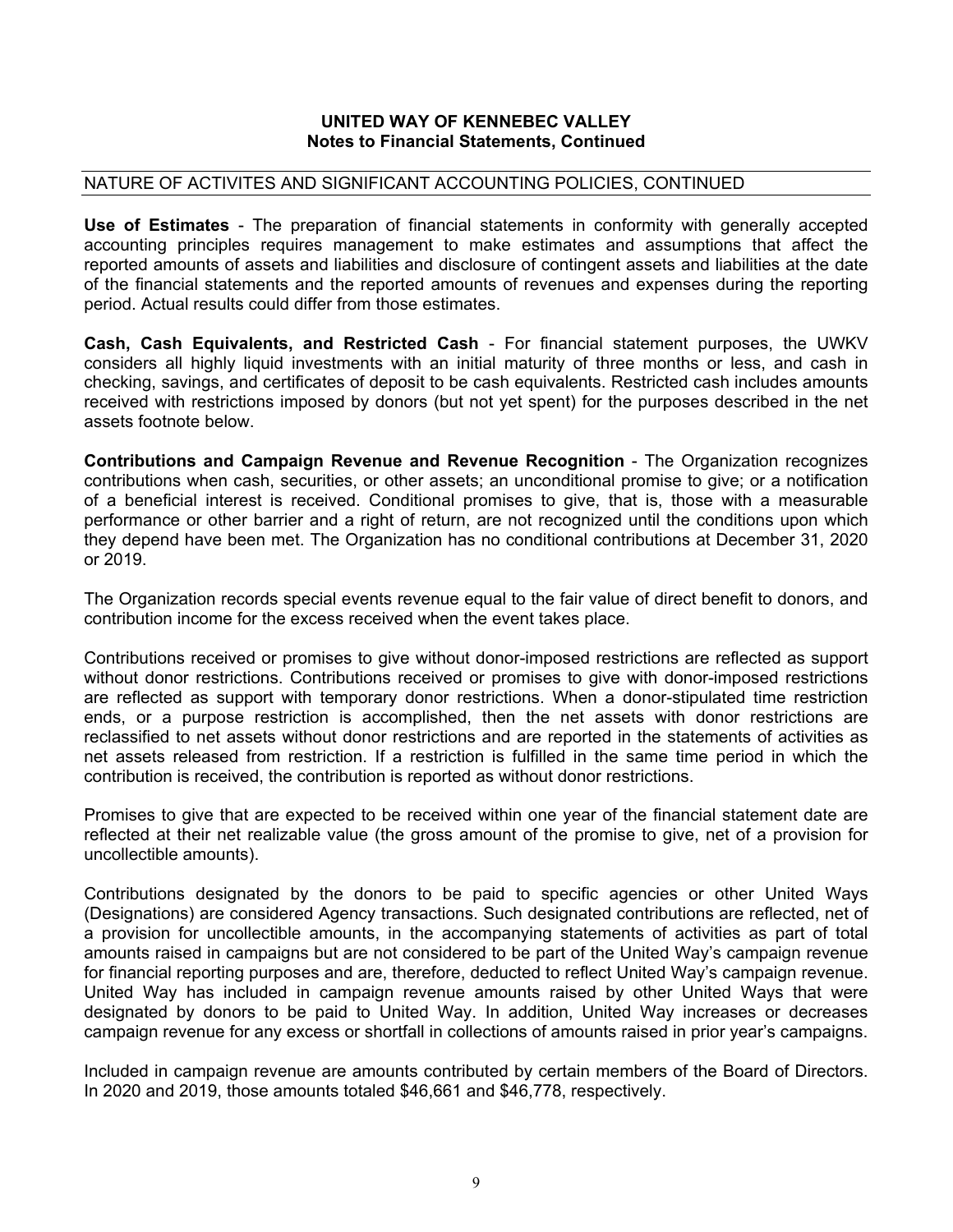## NATURE OF ACTIVITES AND SIGNIFICANT ACCOUNTING POLICIES, CONTINUED

**Use of Estimates** - The preparation of financial statements in conformity with generally accepted accounting principles requires management to make estimates and assumptions that affect the reported amounts of assets and liabilities and disclosure of contingent assets and liabilities at the date of the financial statements and the reported amounts of revenues and expenses during the reporting period. Actual results could differ from those estimates.

**Cash, Cash Equivalents, and Restricted Cash** - For financial statement purposes, the UWKV considers all highly liquid investments with an initial maturity of three months or less, and cash in checking, savings, and certificates of deposit to be cash equivalents. Restricted cash includes amounts received with restrictions imposed by donors (but not yet spent) for the purposes described in the net assets footnote below.

**Contributions and Campaign Revenue and Revenue Recognition** - The Organization recognizes contributions when cash, securities, or other assets; an unconditional promise to give; or a notification of a beneficial interest is received. Conditional promises to give, that is, those with a measurable performance or other barrier and a right of return, are not recognized until the conditions upon which they depend have been met. The Organization has no conditional contributions at December 31, 2020 or 2019.

The Organization records special events revenue equal to the fair value of direct benefit to donors, and contribution income for the excess received when the event takes place.

Contributions received or promises to give without donor-imposed restrictions are reflected as support without donor restrictions. Contributions received or promises to give with donor-imposed restrictions are reflected as support with temporary donor restrictions. When a donor-stipulated time restriction ends, or a purpose restriction is accomplished, then the net assets with donor restrictions are reclassified to net assets without donor restrictions and are reported in the statements of activities as net assets released from restriction. If a restriction is fulfilled in the same time period in which the contribution is received, the contribution is reported as without donor restrictions.

Promises to give that are expected to be received within one year of the financial statement date are reflected at their net realizable value (the gross amount of the promise to give, net of a provision for uncollectible amounts).

Contributions designated by the donors to be paid to specific agencies or other United Ways (Designations) are considered Agency transactions. Such designated contributions are reflected, net of a provision for uncollectible amounts, in the accompanying statements of activities as part of total amounts raised in campaigns but are not considered to be part of the United Way's campaign revenue for financial reporting purposes and are, therefore, deducted to reflect United Way's campaign revenue. United Way has included in campaign revenue amounts raised by other United Ways that were designated by donors to be paid to United Way. In addition, United Way increases or decreases campaign revenue for any excess or shortfall in collections of amounts raised in prior year's campaigns.

Included in campaign revenue are amounts contributed by certain members of the Board of Directors. In 2020 and 2019, those amounts totaled $46,661 and $46,778, respectively.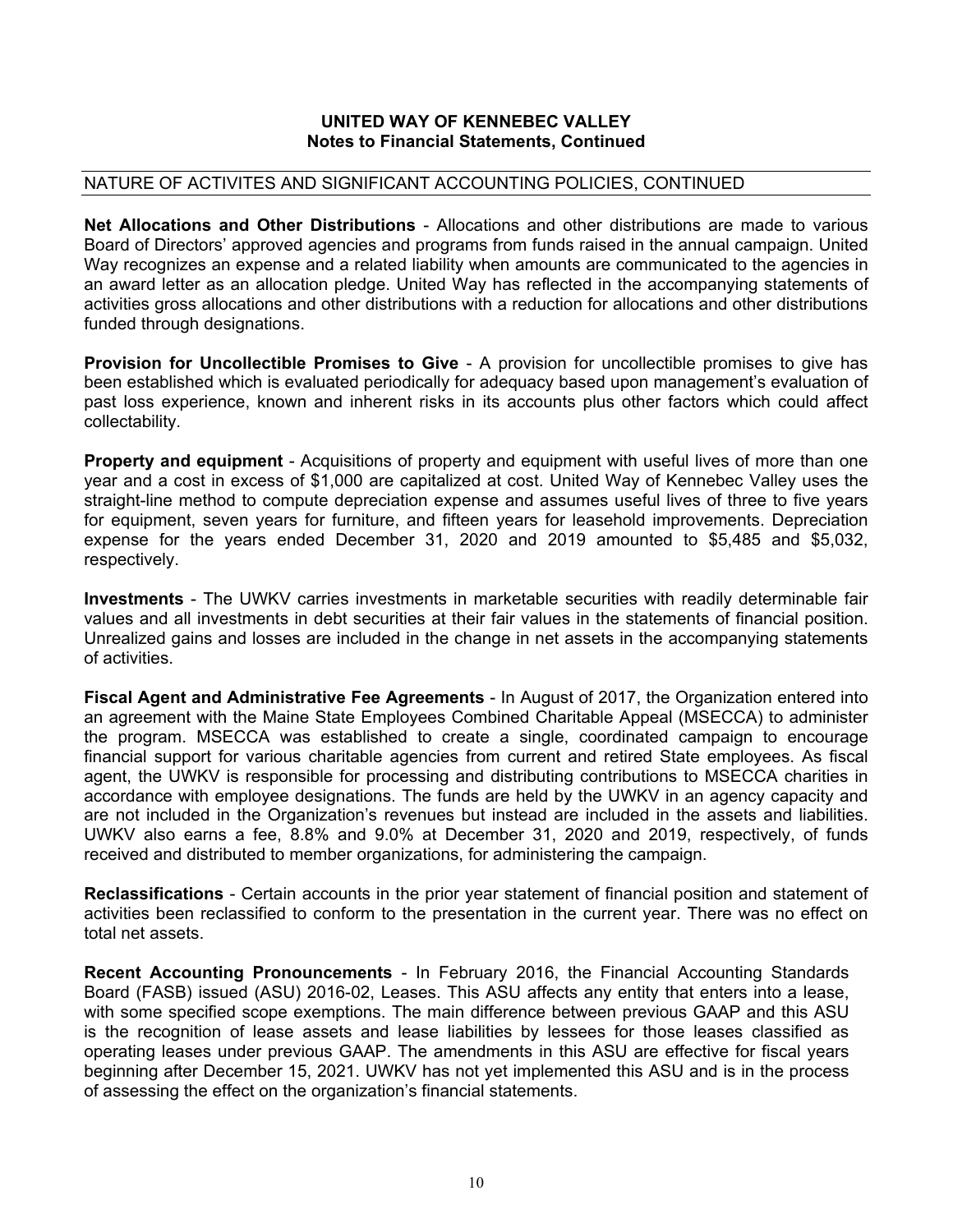## NATURE OF ACTIVITES AND SIGNIFICANT ACCOUNTING POLICIES, CONTINUED

**Net Allocations and Other Distributions** - Allocations and other distributions are made to various Board of Directors' approved agencies and programs from funds raised in the annual campaign. United Way recognizes an expense and a related liability when amounts are communicated to the agencies in an award letter as an allocation pledge. United Way has reflected in the accompanying statements of activities gross allocations and other distributions with a reduction for allocations and other distributions funded through designations.

**Provision for Uncollectible Promises to Give** - A provision for uncollectible promises to give has been established which is evaluated periodically for adequacy based upon management's evaluation of past loss experience, known and inherent risks in its accounts plus other factors which could affect collectability.

**Property and equipment** - Acquisitions of property and equipment with useful lives of more than one year and a cost in excess of $1,000 are capitalized at cost. United Way of Kennebec Valley uses the straight-line method to compute depreciation expense and assumes useful lives of three to five years for equipment, seven years for furniture, and fifteen years for leasehold improvements. Depreciation expense for the years ended December 31, 2020 and 2019 amounted to $5,485 and $5,032, respectively.

**Investments** - The UWKV carries investments in marketable securities with readily determinable fair values and all investments in debt securities at their fair values in the statements of financial position. Unrealized gains and losses are included in the change in net assets in the accompanying statements of activities.

**Fiscal Agent and Administrative Fee Agreements** - In August of 2017, the Organization entered into an agreement with the Maine State Employees Combined Charitable Appeal (MSECCA) to administer the program. MSECCA was established to create a single, coordinated campaign to encourage financial support for various charitable agencies from current and retired State employees. As fiscal agent, the UWKV is responsible for processing and distributing contributions to MSECCA charities in accordance with employee designations. The funds are held by the UWKV in an agency capacity and are not included in the Organization's revenues but instead are included in the assets and liabilities. UWKV also earns a fee, 8.8% and 9.0% at December 31, 2020 and 2019, respectively, of funds received and distributed to member organizations, for administering the campaign.

**Reclassifications** - Certain accounts in the prior year statement of financial position and statement of activities been reclassified to conform to the presentation in the current year. There was no effect on total net assets.

**Recent Accounting Pronouncements** - In February 2016, the Financial Accounting Standards Board (FASB) issued (ASU) 2016-02, Leases. This ASU affects any entity that enters into a lease, with some specified scope exemptions. The main difference between previous GAAP and this ASU is the recognition of lease assets and lease liabilities by lessees for those leases classified as operating leases under previous GAAP. The amendments in this ASU are effective for fiscal years beginning after December 15, 2021. UWKV has not yet implemented this ASU and is in the process of assessing the effect on the organization's financial statements.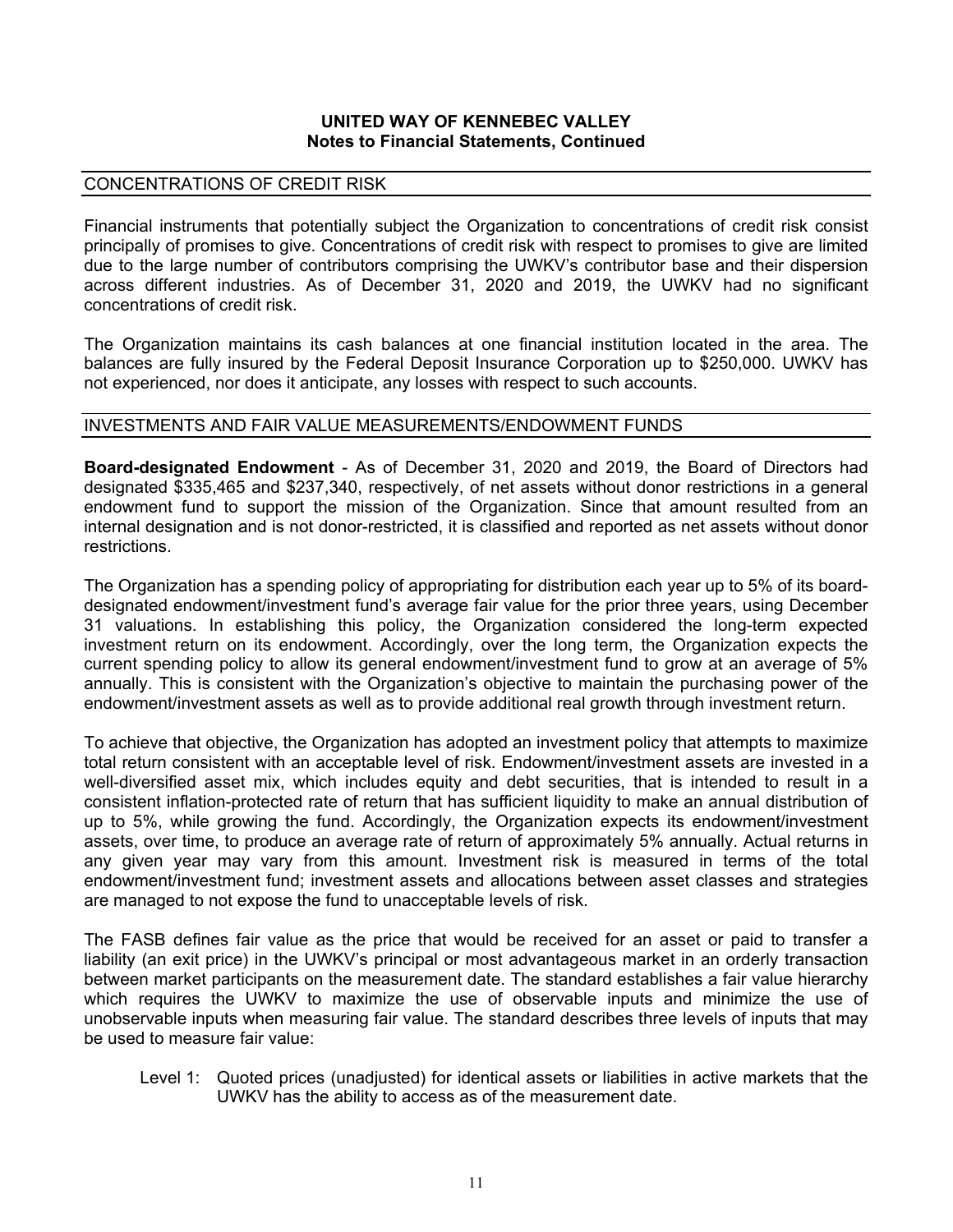## CONCENTRATIONS OF CREDIT RISK

Financial instruments that potentially subject the Organization to concentrations of credit risk consist principally of promises to give. Concentrations of credit risk with respect to promises to give are limited due to the large number of contributors comprising the UWKV's contributor base and their dispersion across different industries. As of December 31, 2020 and 2019, the UWKV had no significant concentrations of credit risk.

The Organization maintains its cash balances at one financial institution located in the area. The balances are fully insured by the Federal Deposit Insurance Corporation up to $250,000. UWKV has not experienced, nor does it anticipate, any losses with respect to such accounts.

## INVESTMENTS AND FAIR VALUE MEASUREMENTS/ENDOWMENT FUNDS

**Board-designated Endowment** - As of December 31, 2020 and 2019, the Board of Directors had designated $335,465 and $237,340, respectively, of net assets without donor restrictions in a general endowment fund to support the mission of the Organization. Since that amount resulted from an internal designation and is not donor-restricted, it is classified and reported as net assets without donor restrictions.

The Organization has a spending policy of appropriating for distribution each year up to 5% of its board-designated endowment/investment fund's average fair value for the prior three years, using December 31 valuations. In establishing this policy, the Organization considered the long-term expected investment return on its endowment. Accordingly, over the long term, the Organization expects the current spending policy to allow its general endowment/investment fund to grow at an average of 5% annually. This is consistent with the Organization's objective to maintain the purchasing power of the endowment/investment assets as well as to provide additional real growth through investment return.

To achieve that objective, the Organization has adopted an investment policy that attempts to maximize total return consistent with an acceptable level of risk. Endowment/investment assets are invested in a well-diversified asset mix, which includes equity and debt securities, that is intended to result in a consistent inflation-protected rate of return that has sufficient liquidity to make an annual distribution of up to 5%, while growing the fund. Accordingly, the Organization expects its endowment/investment assets, over time, to produce an average rate of return of approximately 5% annually. Actual returns in any given year may vary from this amount. Investment risk is measured in terms of the total endowment/investment fund; investment assets and allocations between asset classes and strategies are managed to not expose the fund to unacceptable levels of risk.

The FASB defines fair value as the price that would be received for an asset or paid to transfer a liability (an exit price) in the UWKV's principal or most advantageous market in an orderly transaction between market participants on the measurement date. The standard establishes a fair value hierarchy which requires the UWKV to maximize the use of observable inputs and minimize the use of unobservable inputs when measuring fair value. The standard describes three levels of inputs that may be used to measure fair value:

Level 1: Quoted prices (unadjusted) for identical assets or liabilities in active markets that the UWKV has the ability to access as of the measurement date.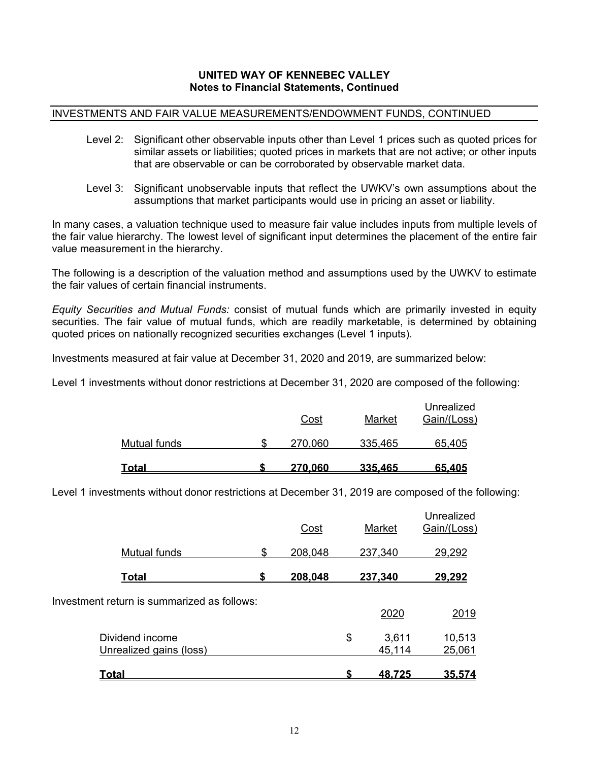**UNITED WAY OF KENNEBEC VALLEY**
**Notes to Financial Statements, Continued**

## INVESTMENTS AND FAIR VALUE MEASUREMENTS/ENDOWMENT FUNDS, CONTINUED

Level 2: Significant other observable inputs other than Level 1 prices such as quoted prices for similar assets or liabilities; quoted prices in markets that are not active; or other inputs that are observable or can be corroborated by observable market data.

Level 3: Significant unobservable inputs that reflect the UWKV's own assumptions about the assumptions that market participants would use in pricing an asset or liability.

In many cases, a valuation technique used to measure fair value includes inputs from multiple levels of the fair value hierarchy. The lowest level of significant input determines the placement of the entire fair value measurement in the hierarchy.

The following is a description of the valuation method and assumptions used by the UWKV to estimate the fair values of certain financial instruments.

*Equity Securities and Mutual Funds:* consist of mutual funds which are primarily invested in equity securities. The fair value of mutual funds, which are readily marketable, is determined by obtaining quoted prices on nationally recognized securities exchanges (Level 1 inputs).

Investments measured at fair value at December 31, 2020 and 2019, are summarized below:

Level 1 investments without donor restrictions at December 31, 2020 are composed of the following:

| | Cost | Market | Unrealized Gain/(Loss) |
|---|---|---|---|
| Mutual funds | $ 270,060 | 335,465 | 65,405 |
| **Total** | **$ 270,060** | **335,465** | **65,405** |

Level 1 investments without donor restrictions at December 31, 2019 are composed of the following:

| | Cost | Market | Unrealized Gain/(Loss) |
|---|---|---|---|
| Mutual funds | $ 208,048 | 237,340 | 29,292 |
| **Total** | **$ 208,048** | **237,340** | **29,292** |

Investment return is summarized as follows:

| | 2020 | 2019 |
|---|---|---|
| Dividend income | $ 3,611 | 10,513 |
| Unrealized gains (loss) | 45,114 | 25,061 |
| **Total** | **$ 48,725** | **35,574** |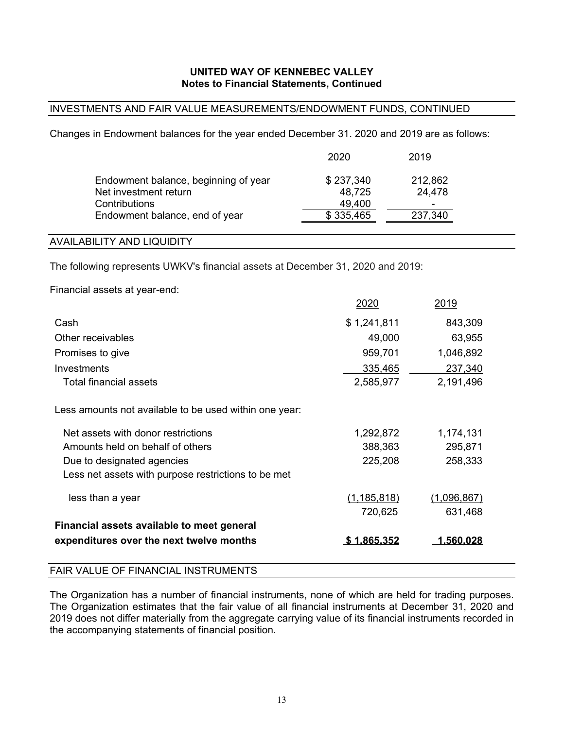**UNITED WAY OF KENNEBEC VALLEY**
**Notes to Financial Statements, Continued**

## INVESTMENTS AND FAIR VALUE MEASUREMENTS/ENDOWMENT FUNDS, CONTINUED

Changes in Endowment balances for the year ended December 31. 2020 and 2019 are as follows:

| | 2020 | 2019 |
|---|---|---|
| Endowment balance, beginning of year | $ 237,340 | 212,862 |
| Net investment return | 48,725 | 24,478 |
| Contributions | 49,400 | - |
| Endowment balance, end of year | $ 335,465 | 237,340 |

## AVAILABILITY AND LIQUIDITY

The following represents UWKV's financial assets at December 31, 2020 and 2019:

Financial assets at year-end:

| | 2020 | 2019 |
|---|---|---|
| Cash | $ 1,241,811 | 843,309 |
| Other receivables | 49,000 | 63,955 |
| Promises to give | 959,701 | 1,046,892 |
| Investments | 335,465 | 237,340 |
| Total financial assets | 2,585,977 | 2,191,496 |
| Less amounts not available to be used within one year: | | |
| Net assets with donor restrictions | 1,292,872 | 1,174,131 |
| Amounts held on behalf of others | 388,363 | 295,871 |
| Due to designated agencies | 225,208 | 258,333 |
| Less net assets with purpose restrictions to be met less than a year | (1,185,818) | (1,096,867) |
| | 720,625 | 631,468 |
| **Financial assets available to meet general expenditures over the next twelve months** | **$ 1,865,352** | **1,560,028** |

## FAIR VALUE OF FINANCIAL INSTRUMENTS

The Organization has a number of financial instruments, none of which are held for trading purposes. The Organization estimates that the fair value of all financial instruments at December 31, 2020 and 2019 does not differ materially from the aggregate carrying value of its financial instruments recorded in the accompanying statements of financial position.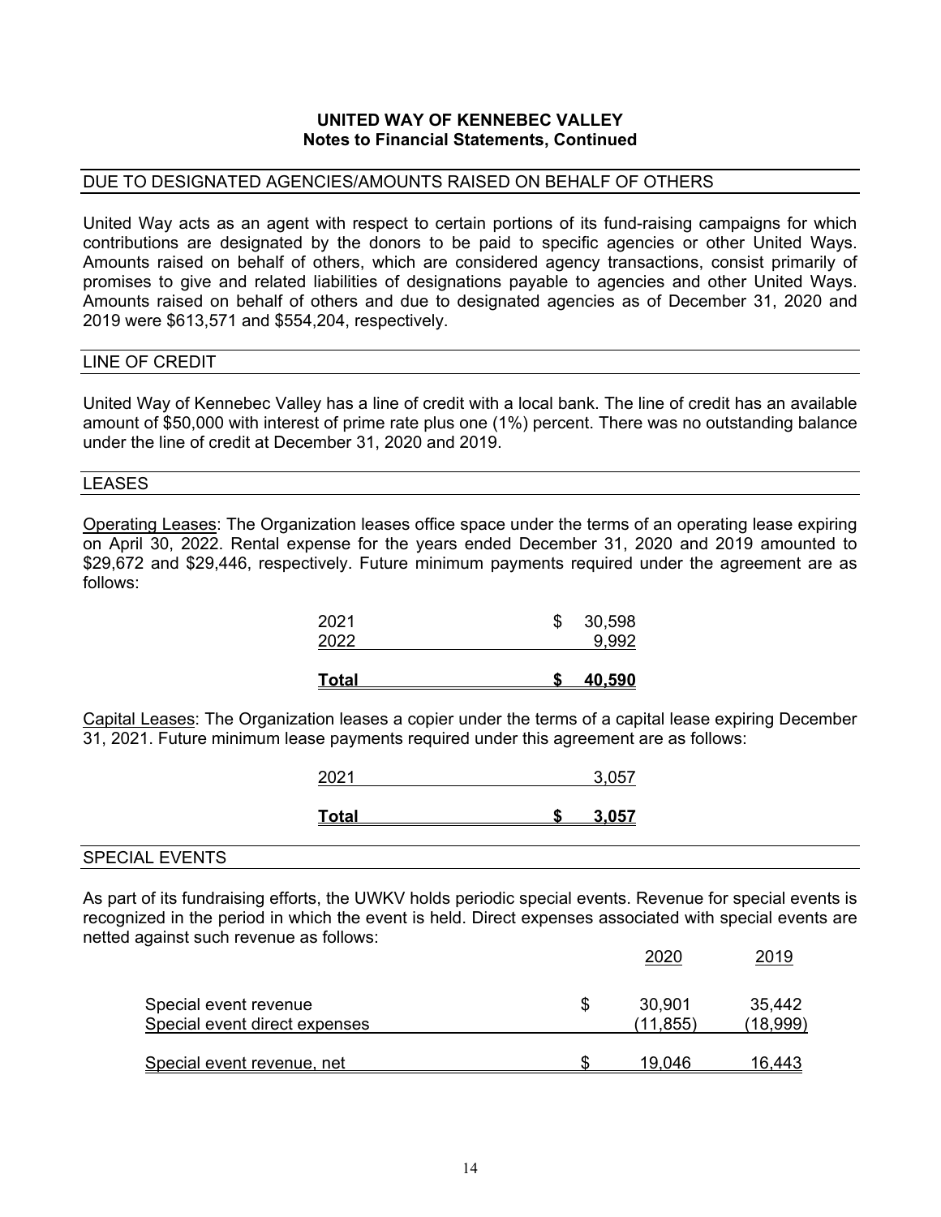**UNITED WAY OF KENNEBEC VALLEY**
**Notes to Financial Statements, Continued**

## DUE TO DESIGNATED AGENCIES/AMOUNTS RAISED ON BEHALF OF OTHERS

United Way acts as an agent with respect to certain portions of its fund-raising campaigns for which contributions are designated by the donors to be paid to specific agencies or other United Ways. Amounts raised on behalf of others, which are considered agency transactions, consist primarily of promises to give and related liabilities of designations payable to agencies and other United Ways. Amounts raised on behalf of others and due to designated agencies as of December 31, 2020 and 2019 were $613,571 and $554,204, respectively.

## LINE OF CREDIT

United Way of Kennebec Valley has a line of credit with a local bank. The line of credit has an available amount of $50,000 with interest of prime rate plus one (1%) percent. There was no outstanding balance under the line of credit at December 31, 2020 and 2019.

## LEASES

Operating Leases: The Organization leases office space under the terms of an operating lease expiring on April 30, 2022. Rental expense for the years ended December 31, 2020 and 2019 amounted to $29,672 and $29,446, respectively. Future minimum payments required under the agreement are as follows:

| | |
|---|---|
| 2021 | $ 30,598 |
| 2022 | 9,992 |
| **Total** | **$ 40,590** |

Capital Leases: The Organization leases a copier under the terms of a capital lease expiring December 31, 2021. Future minimum lease payments required under this agreement are as follows:

| | |
|---|---|
| 2021 | 3,057 |
| **Total** | **$ 3,057** |

## SPECIAL EVENTS

As part of its fundraising efforts, the UWKV holds periodic special events. Revenue for special events is recognized in the period in which the event is held. Direct expenses associated with special events are netted against such revenue as follows:

| | 2020 | 2019 |
|---|---|---|
| Special event revenue | $ 30,901 | 35,442 |
| Special event direct expenses | (11,855) | (18,999) |
| Special event revenue, net | $ 19,046 | 16,443 |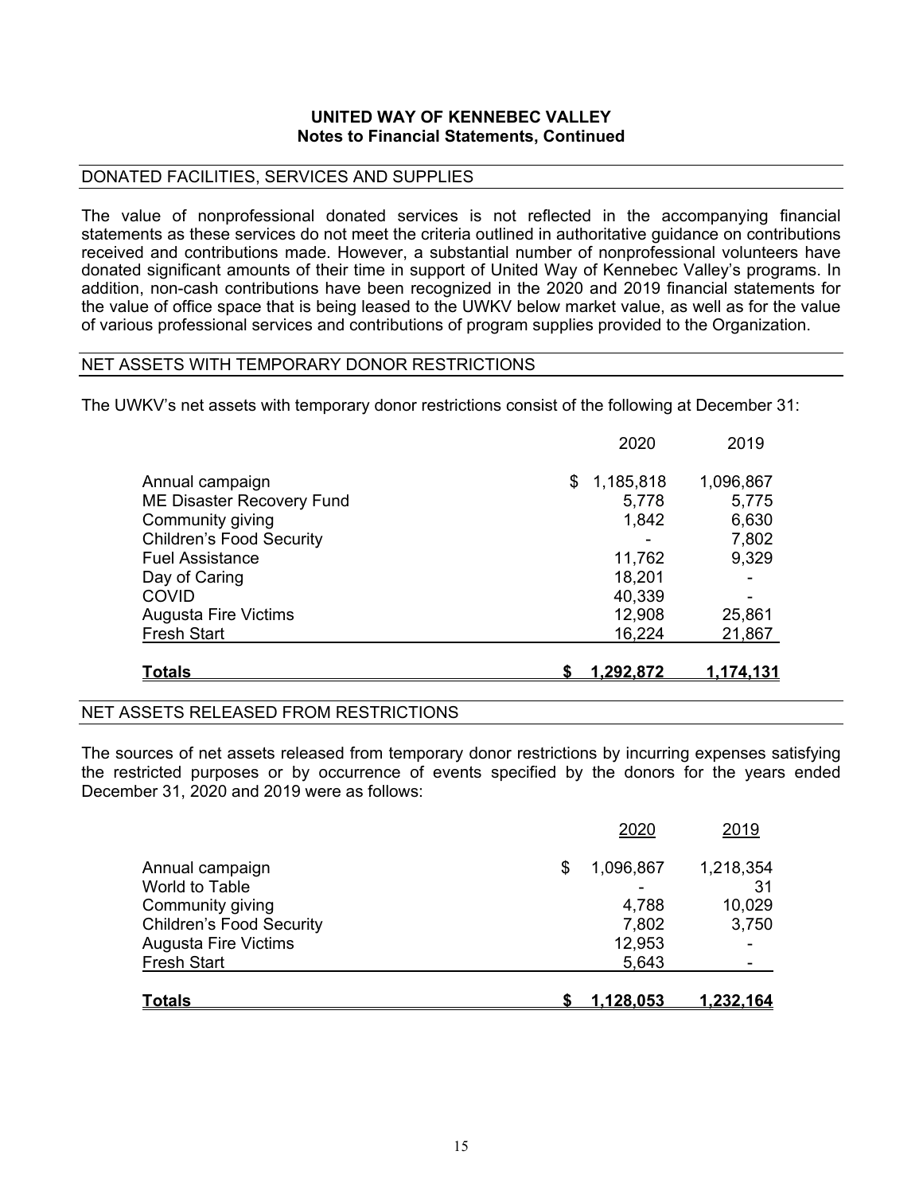## UNITED WAY OF KENNEBEC VALLEY
### Notes to Financial Statements, Continued

DONATED FACILITIES, SERVICES AND SUPPLIES

The value of nonprofessional donated services is not reflected in the accompanying financial statements as these services do not meet the criteria outlined in authoritative guidance on contributions received and contributions made. However, a substantial number of nonprofessional volunteers have donated significant amounts of their time in support of United Way of Kennebec Valley's programs. In addition, non-cash contributions have been recognized in the 2020 and 2019 financial statements for the value of office space that is being leased to the UWKV below market value, as well as for the value of various professional services and contributions of program supplies provided to the Organization.

NET ASSETS WITH TEMPORARY DONOR RESTRICTIONS

The UWKV's net assets with temporary donor restrictions consist of the following at December 31:

| | 2020 | 2019 |
|---|---|---|
| Annual campaign | $ 1,185,818 | 1,096,867 |
| ME Disaster Recovery Fund | 5,778 | 5,775 |
| Community giving | 1,842 | 6,630 |
| Children's Food Security | - | 7,802 |
| Fuel Assistance | 11,762 | 9,329 |
| Day of Caring | 18,201 | - |
| COVID | 40,339 | - |
| Augusta Fire Victims | 12,908 | 25,861 |
| Fresh Start | 16,224 | 21,867 |
| **Totals** | **$ 1,292,872** | **1,174,131** |

NET ASSETS RELEASED FROM RESTRICTIONS

The sources of net assets released from temporary donor restrictions by incurring expenses satisfying the restricted purposes or by occurrence of events specified by the donors for the years ended December 31, 2020 and 2019 were as follows:

| | 2020 | 2019 |
|---|---|---|
| Annual campaign | $ 1,096,867 | 1,218,354 |
| World to Table | - | 31 |
| Community giving | 4,788 | 10,029 |
| Children's Food Security | 7,802 | 3,750 |
| Augusta Fire Victims | 12,953 | - |
| Fresh Start | 5,643 | - |
| **Totals** | **$ 1,128,053** | **1,232,164** |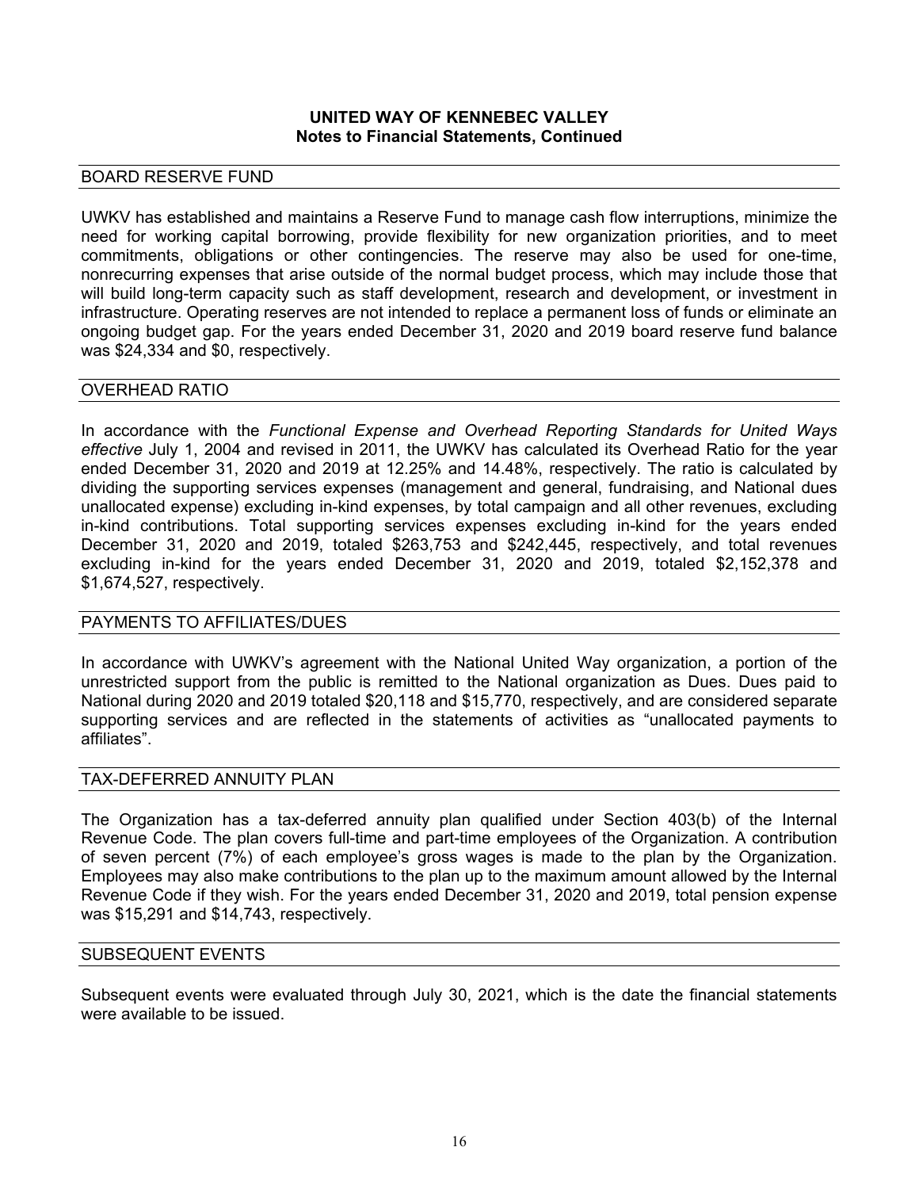**UNITED WAY OF KENNEBEC VALLEY**
**Notes to Financial Statements, Continued**

## BOARD RESERVE FUND

UWKV has established and maintains a Reserve Fund to manage cash flow interruptions, minimize the need for working capital borrowing, provide flexibility for new organization priorities, and to meet commitments, obligations or other contingencies. The reserve may also be used for one-time, nonrecurring expenses that arise outside of the normal budget process, which may include those that will build long-term capacity such as staff development, research and development, or investment in infrastructure. Operating reserves are not intended to replace a permanent loss of funds or eliminate an ongoing budget gap. For the years ended December 31, 2020 and 2019 board reserve fund balance was $24,334 and $0, respectively.

## OVERHEAD RATIO

In accordance with the *Functional Expense and Overhead Reporting Standards for United Ways effective* July 1, 2004 and revised in 2011, the UWKV has calculated its Overhead Ratio for the year ended December 31, 2020 and 2019 at 12.25% and 14.48%, respectively. The ratio is calculated by dividing the supporting services expenses (management and general, fundraising, and National dues unallocated expense) excluding in-kind expenses, by total campaign and all other revenues, excluding in-kind contributions. Total supporting services expenses excluding in-kind for the years ended December 31, 2020 and 2019, totaled $263,753 and $242,445, respectively, and total revenues excluding in-kind for the years ended December 31, 2020 and 2019, totaled $2,152,378 and $1,674,527, respectively.

## PAYMENTS TO AFFILIATES/DUES

In accordance with UWKV's agreement with the National United Way organization, a portion of the unrestricted support from the public is remitted to the National organization as Dues. Dues paid to National during 2020 and 2019 totaled $20,118 and $15,770, respectively, and are considered separate supporting services and are reflected in the statements of activities as "unallocated payments to affiliates".

## TAX-DEFERRED ANNUITY PLAN

The Organization has a tax-deferred annuity plan qualified under Section 403(b) of the Internal Revenue Code. The plan covers full-time and part-time employees of the Organization. A contribution of seven percent (7%) of each employee's gross wages is made to the plan by the Organization. Employees may also make contributions to the plan up to the maximum amount allowed by the Internal Revenue Code if they wish. For the years ended December 31, 2020 and 2019, total pension expense was $15,291 and $14,743, respectively.

## SUBSEQUENT EVENTS

Subsequent events were evaluated through July 30, 2021, which is the date the financial statements were available to be issued.